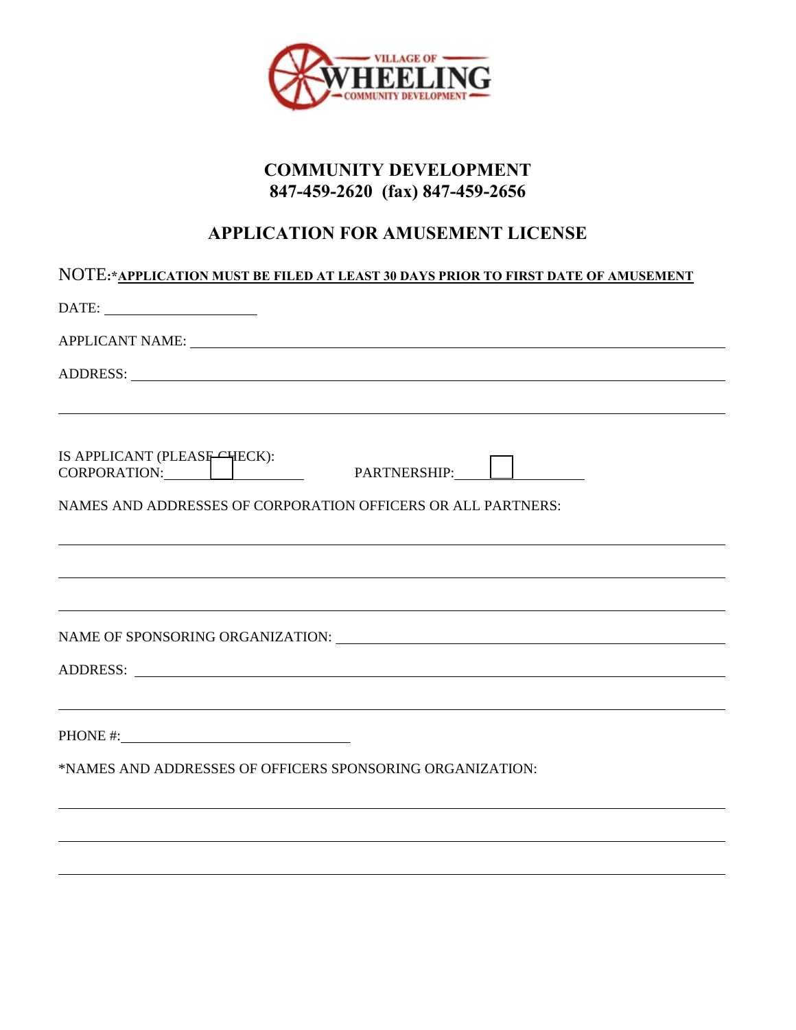VILLAGE OF WHEELING COMMUNITY DEVELOPMENT

## COMMUNITY DEVELOPMENT
## 847-459-2620 (fax) 847-459-2656

# APPLICATION FOR AMUSEMENT LICENSE

NOTE:***APPLICATION MUST BE FILED AT LEAST 30 DAYS PRIOR TO FIRST DATE OF AMUSEMENT**

DATE: ____________________

APPLICANT NAME: ________________________________________________________________

ADDRESS: ______________________________________________________________________

_______________________________________________________________________________

IS APPLICANT (PLEASE CHECK):
CORPORATION: ☐ PARTNERSHIP: ☐

NAMES AND ADDRESSES OF CORPORATION OFFICERS OR ALL PARTNERS:

_______________________________________________________________________________

_______________________________________________________________________________

_______________________________________________________________________________

NAME OF SPONSORING ORGANIZATION: _______________________________________________

ADDRESS: ______________________________________________________________________

_______________________________________________________________________________

PHONE #: ______________________________

*NAMES AND ADDRESSES OF OFFICERS SPONSORING ORGANIZATION:

_______________________________________________________________________________

_______________________________________________________________________________

_______________________________________________________________________________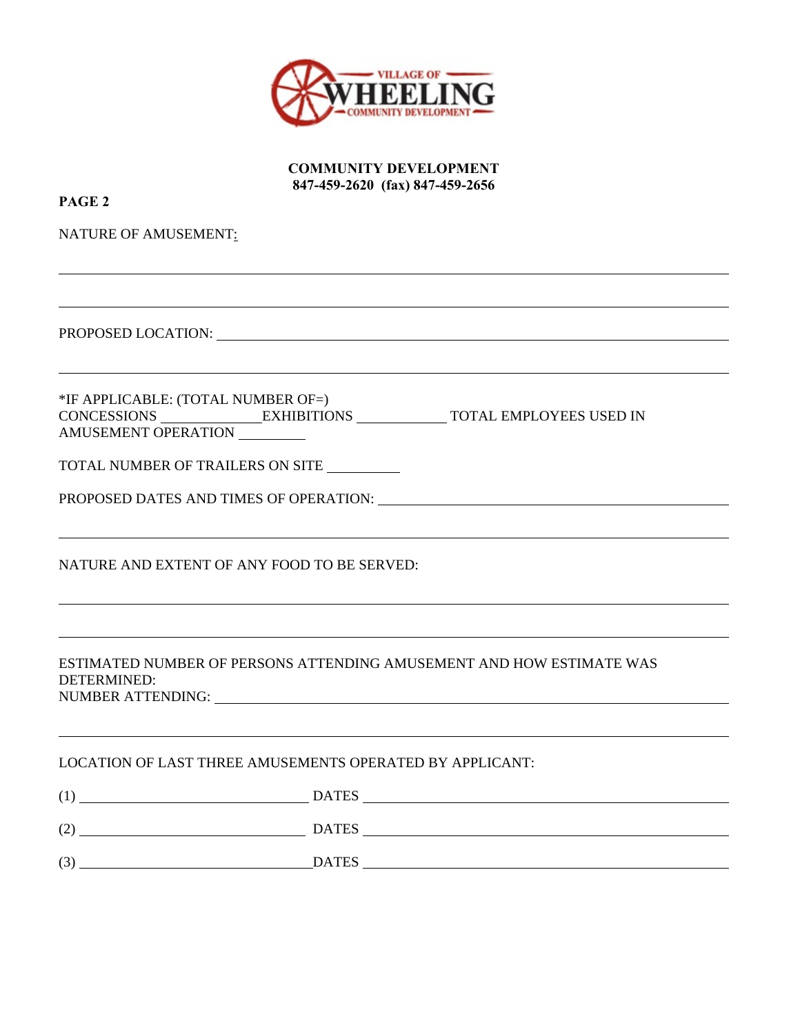**COMMUNITY DEVELOPMENT**
**847-459-2620 (fax) 847-459-2656**

**PAGE 2**

NATURE OF AMUSEMENT: \_\_\_\_\_\_\_\_\_\_\_\_\_\_\_\_\_\_\_\_\_\_\_\_\_\_\_\_\_\_\_\_\_\_\_\_\_\_\_\_\_\_\_\_\_\_\_\_\_\_\_\_\_\_\_\_\_\_\_\_\_\_\_\_\_\_\_\_

\_\_\_\_\_\_\_\_\_\_\_\_\_\_\_\_\_\_\_\_\_\_\_\_\_\_\_\_\_\_\_\_\_\_\_\_\_\_\_\_\_\_\_\_\_\_\_\_\_\_\_\_\_\_\_\_\_\_\_\_\_\_\_\_\_\_\_\_\_\_\_\_\_\_\_\_\_\_\_\_\_\_\_\_\_\_

\_\_\_\_\_\_\_\_\_\_\_\_\_\_\_\_\_\_\_\_\_\_\_\_\_\_\_\_\_\_\_\_\_\_\_\_\_\_\_\_\_\_\_\_\_\_\_\_\_\_\_\_\_\_\_\_\_\_\_\_\_\_\_\_\_\_\_\_\_\_\_\_\_\_\_\_\_\_\_\_\_\_\_\_\_\_

PROPOSED LOCATION: \_\_\_\_\_\_\_\_\_\_\_\_\_\_\_\_\_\_\_\_\_\_\_\_\_\_\_\_\_\_\_\_\_\_\_\_\_\_\_\_\_\_\_\_\_\_\_\_\_\_\_\_\_\_\_\_\_\_\_\_\_\_\_\_\_\_\_\_\_\_

\_\_\_\_\_\_\_\_\_\_\_\_\_\_\_\_\_\_\_\_\_\_\_\_\_\_\_\_\_\_\_\_\_\_\_\_\_\_\_\_\_\_\_\_\_\_\_\_\_\_\_\_\_\_\_\_\_\_\_\_\_\_\_\_\_\_\_\_\_\_\_\_\_\_\_\_\_\_\_\_\_\_\_\_\_\_

*IF APPLICABLE: (TOTAL NUMBER OF=)
CONCESSIONS \_\_\_\_\_\_\_\_\_\_\_\_ EXHIBITIONS \_\_\_\_\_\_\_\_\_\_\_\_ TOTAL EMPLOYEES USED IN AMUSEMENT OPERATION \_\_\_\_\_\_\_\_\_\_

TOTAL NUMBER OF TRAILERS ON SITE \_\_\_\_\_\_\_\_\_\_

PROPOSED DATES AND TIMES OF OPERATION: \_\_\_\_\_\_\_\_\_\_\_\_\_\_\_\_\_\_\_\_\_\_\_\_\_\_\_\_\_\_\_\_\_\_\_\_\_\_\_\_\_\_\_\_\_\_\_\_\_\_\_\_

\_\_\_\_\_\_\_\_\_\_\_\_\_\_\_\_\_\_\_\_\_\_\_\_\_\_\_\_\_\_\_\_\_\_\_\_\_\_\_\_\_\_\_\_\_\_\_\_\_\_\_\_\_\_\_\_\_\_\_\_\_\_\_\_\_\_\_\_\_\_\_\_\_\_\_\_\_\_\_\_\_\_\_\_\_\_

NATURE AND EXTENT OF ANY FOOD TO BE SERVED:

\_\_\_\_\_\_\_\_\_\_\_\_\_\_\_\_\_\_\_\_\_\_\_\_\_\_\_\_\_\_\_\_\_\_\_\_\_\_\_\_\_\_\_\_\_\_\_\_\_\_\_\_\_\_\_\_\_\_\_\_\_\_\_\_\_\_\_\_\_\_\_\_\_\_\_\_\_\_\_\_\_\_\_\_\_\_

\_\_\_\_\_\_\_\_\_\_\_\_\_\_\_\_\_\_\_\_\_\_\_\_\_\_\_\_\_\_\_\_\_\_\_\_\_\_\_\_\_\_\_\_\_\_\_\_\_\_\_\_\_\_\_\_\_\_\_\_\_\_\_\_\_\_\_\_\_\_\_\_\_\_\_\_\_\_\_\_\_\_\_\_\_\_

ESTIMATED NUMBER OF PERSONS ATTENDING AMUSEMENT AND HOW ESTIMATE WAS DETERMINED:
NUMBER ATTENDING: \_\_\_\_\_\_\_\_\_\_\_\_\_\_\_\_\_\_\_\_\_\_\_\_\_\_\_\_\_\_\_\_\_\_\_\_\_\_\_\_\_\_\_\_\_\_\_\_\_\_\_\_\_\_\_\_\_\_\_\_\_\_\_\_\_\_\_\_\_\_\_\_

\_\_\_\_\_\_\_\_\_\_\_\_\_\_\_\_\_\_\_\_\_\_\_\_\_\_\_\_\_\_\_\_\_\_\_\_\_\_\_\_\_\_\_\_\_\_\_\_\_\_\_\_\_\_\_\_\_\_\_\_\_\_\_\_\_\_\_\_\_\_\_\_\_\_\_\_\_\_\_\_\_\_\_\_\_\_

LOCATION OF LAST THREE AMUSEMENTS OPERATED BY APPLICANT:

(1) \_\_\_\_\_\_\_\_\_\_\_\_\_\_\_\_\_\_\_\_\_\_\_\_\_\_\_\_\_\_ DATES \_\_\_\_\_\_\_\_\_\_\_\_\_\_\_\_\_\_\_\_\_\_\_\_\_\_\_\_\_\_\_\_\_\_\_\_\_\_\_\_\_\_\_\_\_\_

(2) \_\_\_\_\_\_\_\_\_\_\_\_\_\_\_\_\_\_\_\_\_\_\_\_\_\_\_\_\_\_ DATES \_\_\_\_\_\_\_\_\_\_\_\_\_\_\_\_\_\_\_\_\_\_\_\_\_\_\_\_\_\_\_\_\_\_\_\_\_\_\_\_\_\_\_\_\_\_

(3) \_\_\_\_\_\_\_\_\_\_\_\_\_\_\_\_\_\_\_\_\_\_\_\_\_\_\_\_\_\_ DATES \_\_\_\_\_\_\_\_\_\_\_\_\_\_\_\_\_\_\_\_\_\_\_\_\_\_\_\_\_\_\_\_\_\_\_\_\_\_\_\_\_\_\_\_\_\_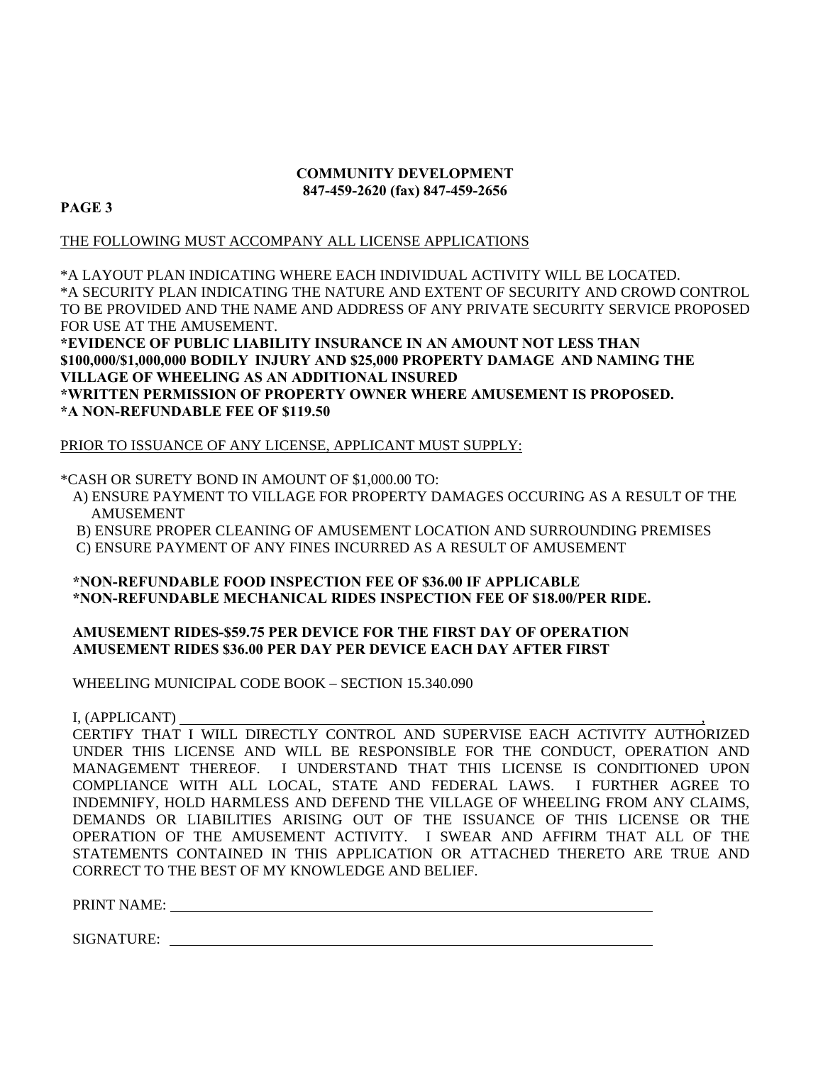**COMMUNITY DEVELOPMENT**
**847-459-2620 (fax) 847-459-2656**

**PAGE 3**

THE FOLLOWING MUST ACCOMPANY ALL LICENSE APPLICATIONS

*A LAYOUT PLAN INDICATING WHERE EACH INDIVIDUAL ACTIVITY WILL BE LOCATED.
*A SECURITY PLAN INDICATING THE NATURE AND EXTENT OF SECURITY AND CROWD CONTROL TO BE PROVIDED AND THE NAME AND ADDRESS OF ANY PRIVATE SECURITY SERVICE PROPOSED FOR USE AT THE AMUSEMENT.
**\*EVIDENCE OF PUBLIC LIABILITY INSURANCE IN AN AMOUNT NOT LESS THAN $100,000/$1,000,000 BODILY INJURY AND $25,000 PROPERTY DAMAGE AND NAMING THE VILLAGE OF WHEELING AS AN ADDITIONAL INSURED**
**\*WRITTEN PERMISSION OF PROPERTY OWNER WHERE AMUSEMENT IS PROPOSED.**
**\*A NON-REFUNDABLE FEE OF $119.50**

PRIOR TO ISSUANCE OF ANY LICENSE, APPLICANT MUST SUPPLY:

*CASH OR SURETY BOND IN AMOUNT OF $1,000.00 TO:
A) ENSURE PAYMENT TO VILLAGE FOR PROPERTY DAMAGES OCCURING AS A RESULT OF THE AMUSEMENT
B) ENSURE PROPER CLEANING OF AMUSEMENT LOCATION AND SURROUNDING PREMISES
C) ENSURE PAYMENT OF ANY FINES INCURRED AS A RESULT OF AMUSEMENT

**\*NON-REFUNDABLE FOOD INSPECTION FEE OF $36.00 IF APPLICABLE**
**\*NON-REFUNDABLE MECHANICAL RIDES INSPECTION FEE OF $18.00/PER RIDE.**

**AMUSEMENT RIDES-$59.75 PER DEVICE FOR THE FIRST DAY OF OPERATION**
**AMUSEMENT RIDES $36.00 PER DAY PER DEVICE EACH DAY AFTER FIRST**

WHEELING MUNICIPAL CODE BOOK – SECTION 15.340.090

I, (APPLICANT) ______________________________________________________________,
CERTIFY THAT I WILL DIRECTLY CONTROL AND SUPERVISE EACH ACTIVITY AUTHORIZED UNDER THIS LICENSE AND WILL BE RESPONSIBLE FOR THE CONDUCT, OPERATION AND MANAGEMENT THEREOF. I UNDERSTAND THAT THIS LICENSE IS CONDITIONED UPON COMPLIANCE WITH ALL LOCAL, STATE AND FEDERAL LAWS. I FURTHER AGREE TO INDEMNIFY, HOLD HARMLESS AND DEFEND THE VILLAGE OF WHEELING FROM ANY CLAIMS, DEMANDS OR LIABILITIES ARISING OUT OF THE ISSUANCE OF THIS LICENSE OR THE OPERATION OF THE AMUSEMENT ACTIVITY. I SWEAR AND AFFIRM THAT ALL OF THE STATEMENTS CONTAINED IN THIS APPLICATION OR ATTACHED THERETO ARE TRUE AND CORRECT TO THE BEST OF MY KNOWLEDGE AND BELIEF.

PRINT NAME: ______________________________________________________________

SIGNATURE: ______________________________________________________________